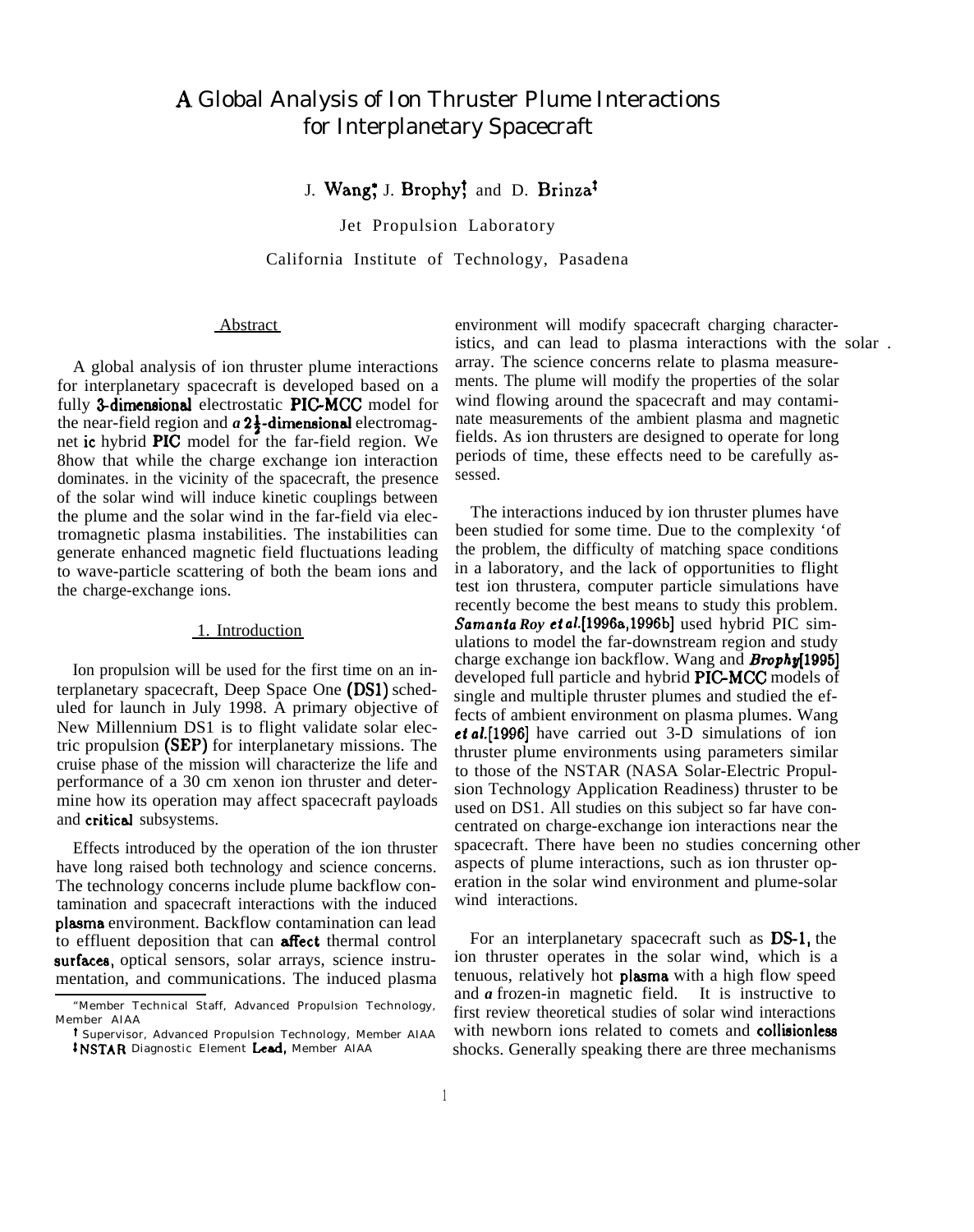# A Global Analysis of Ion Thruster Plume Interactions for Interplanetary Spacecraft

J. Wang*, J. Brophy† and D. Brinza‡

Jet Propulsion Laboratory

California Institute of Technology, Pasadena

## Abstract

A global analysis of ion thruster plume interactions for interplanetary spacecraft is developed based on a fully 3-dimensional electrostatic PIC-MCC model for the near-field region and a $2\frac{1}{2}$-dimensional electromagnet ic hybrid PIC model for the far-field region. We 8how that while the charge exchange ion interaction dominates. in the vicinity of the spacecraft, the presence of the solar wind will induce kinetic couplings between the plume and the solar wind in the far-field via electromagnetic plasma instabilities. The instabilities can generate enhanced magnetic field fluctuations leading to wave-particle scattering of both the beam ions and the charge-exchange ions.

## 1. Introduction

Ion propulsion will be used for the first time on an interplanetary spacecraft, Deep Space One (DS1) scheduled for launch in July 1998. A primary objective of New Millennium DS1 is to flight validate solar electric propulsion (SEP) for interplanetary missions. The cruise phase of the mission will characterize the life and performance of a 30 cm xenon ion thruster and determine how its operation may affect spacecraft payloads and critical subsystems.

Effects introduced by the operation of the ion thruster have long raised both technology and science concerns. The technology concerns include plume backflow contamination and spacecraft interactions with the induced plasma environment. Backflow contamination can lead to effluent deposition that can affect thermal control surfaces, optical sensors, solar arrays, science instrumentation, and communications. The induced plasma environment will modify spacecraft charging characteristics, and can lead to plasma interactions with the solar array. The science concerns relate to plasma measurements. The plume will modify the properties of the solar wind flowing around the spacecraft and may contaminate measurements of the ambient plasma and magnetic fields. As ion thrusters are designed to operate for long periods of time, these effects need to be carefully assessed.

The interactions induced by ion thruster plumes have been studied for some time. Due to the complexity 'of the problem, the difficulty of matching space conditions in a laboratory, and the lack of opportunities to flight test ion thrustera, computer particle simulations have recently become the best means to study this problem. *Samanta Roy et al.*[1996a,1996b] used hybrid PIC simulations to model the far-downstream region and study charge exchange ion backflow. Wang and *Brophy*[1995] developed full particle and hybrid PIC-MCC models of single and multiple thruster plumes and studied the effects of ambient environment on plasma plumes. Wang *et al.*[1996] have carried out 3-D simulations of ion thruster plume environments using parameters similar to those of the NSTAR (NASA Solar-Electric Propulsion Technology Application Readiness) thruster to be used on DS1. All studies on this subject so far have concentrated on charge-exchange ion interactions near the spacecraft. There have been no studies concerning other aspects of plume interactions, such as ion thruster operation in the solar wind environment and plume-solar wind interactions.

For an interplanetary spacecraft such as DS-1, the ion thruster operates in the solar wind, which is a tenuous, relatively hot plasma with a high flow speed and a frozen-in magnetic field. It is instructive to first review theoretical studies of solar wind interactions with newborn ions related to comets and collisionless shocks. Generally speaking there are three mechanisms

---

*Member Technical Staff, Advanced Propulsion Technology, Member AIAA

†Supervisor, Advanced Propulsion Technology, Member AIAA

‡NSTAR Diagnostic Element Lead, Member AIAA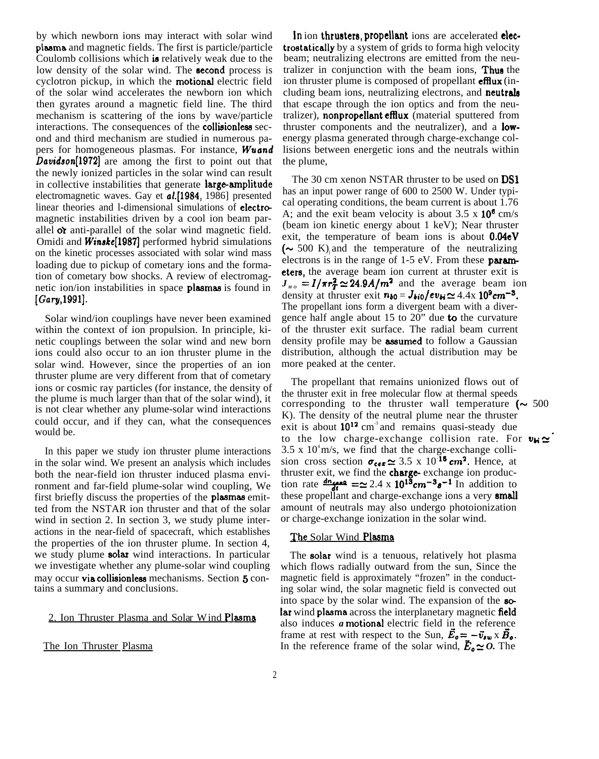by which newborn ions may interact with solar wind plasma and magnetic fields. The first is particle/particle Coulomb collisions which is relatively weak due to the low density of the solar wind. The second process is cyclotron pickup, in which the motional electric field of the solar wind accelerates the newborn ion which then gyrates around a magnetic field line. The third mechanism is scattering of the ions by wave/particle interactions. The consequences of the collisionless second and third mechanism are studied in numerous papers for homogeneous plasmas. For instance, *Wu and Davidson*[1972] are among the first to point out that the newly ionized particles in the solar wind can result in collective instabilities that generate large-amplitude electromagnetic waves. Gay et *al.*[1984, 1986] presented linear theories and l-dimensional simulations of electromagnetic instabilities driven by a cool ion beam parallel or anti-parallel to the solar wind magnetic field. Omidi and *Winske*[1987] performed hybrid simulations on the kinetic processes associated with solar wind mass loading due to pickup of cometary ions and the formation of cometary bow shocks. A review of electromagnetic ion/ion instabilities in space plasmas is found in [*Gary*,1991].

Solar wind/ion couplings have never been examined within the context of ion propulsion. In principle, kinetic couplings between the solar wind and new born ions could also occur to an ion thruster plume in the solar wind. However, since the properties of an ion thruster plume are very different from that of cometary ions or cosmic ray particles (for instance, the density of the plume is much larger than that of the solar wind), it is not clear whether any plume-solar wind interactions could occur, and if they can, what the consequences would be.

In this paper we study ion thruster plume interactions in the solar wind. We present an analysis which includes both the near-field ion thruster induced plasma environment and far-field plume-solar wind coupling, We first briefly discuss the properties of the plasmas emitted from the NSTAR ion thruster and that of the solar wind in section 2. In section 3, we study plume interactions in the near-field of spacecraft, which establishes the properties of the ion thruster plume. In section 4, we study plume solar wind interactions. In particular we investigate whether any plume-solar wind coupling may occur via collisionless mechanisms. Section 5 contains a summary and conclusions.

## 2. Ion Thruster Plasma and Solar Wind Plasma

### The Ion Thruster Plasma

In ion thrusters, propellant ions are accelerated electrostatically by a system of grids to forma high velocity beam; neutralizing electrons are emitted from the neutralizer in conjunction with the beam ions, Thus the ion thruster plume is composed of propellant efflux (including beam ions, neutralizing electrons, and neutrals that escape through the ion optics and from the neutralizer), nonpropellant efflux (material sputtered from thruster components and the neutralizer), and a low-energy plasma generated through charge-exchange collisions between energetic ions and the neutrals within the plume,

The 30 cm xenon NSTAR thruster to be used on DS1 has an input power range of 600 to 2500 W. Under typical operating conditions, the beam current is about 1.76 A; and the exit beam velocity is about 3.5 x $10^6$ cm/s (beam ion kinetic energy about 1 keV); Near thruster exit, the temperature of beam ions is about 0.04eV ($\sim$ 500 K), and the temperature of the neutralizing electrons is in the range of 1-5 eV. From these parameters, the average beam ion current at thruster exit is $J_{Mo} = I/\pi r_T^2 \simeq 24.9 A/m^2$ and the average beam ion density at thruster exit $n_{b0} = J_{bi0}/ev_{bi} \simeq 4.4 \times 10^9 cm^{-3}$. The propellant ions form a divergent beam with a divergence half angle about 15 to 20" due to the curvature of the thruster exit surface. The radial beam current density profile may be assumed to follow a Gaussian distribution, although the actual distribution may be more peaked at the center.

The propellant that remains unionized flows out of the thruster exit in free molecular flow at thermal speeds corresponding to the thruster wall temperature ($\sim$ 500 K). The density of the neutral plume near the thruster exit is about $10^{12}$ cm$^{-3}$ and remains quasi-steady due to the low charge-exchange collision rate. For $v_{bi} \simeq$ 3.5 x $10^4$m/s, we find that the charge-exchange collision cross section $\sigma_{cex} \simeq 3.5 \times 10^{-15} cm^2$. Hence, at thruster exit, we find the charge- exchange ion production rate $\frac{dn_{cex0}}{dt} = \simeq 2.4 \times 10^{13} cm^{-3} s^{-1}$ In addition to these propellant and charge-exchange ions a very small amount of neutrals may also undergo photoionization or charge-exchange ionization in the solar wind.

### The Solar Wind Plasma

The solar wind is a tenuous, relatively hot plasma which flows radially outward from the sun, Since the magnetic field is approximately "frozen" in the conducting solar wind, the solar magnetic field is convected out into space by the solar wind. The expansion of the solar wind plasma across the interplanetary magnetic field also induces a motional electric field in the reference frame at rest with respect to the Sun, $\vec{E}_o = -\vec{v}_{sw} \times \vec{B}_o$. In the reference frame of the solar wind, $\vec{E}_o \simeq 0$. The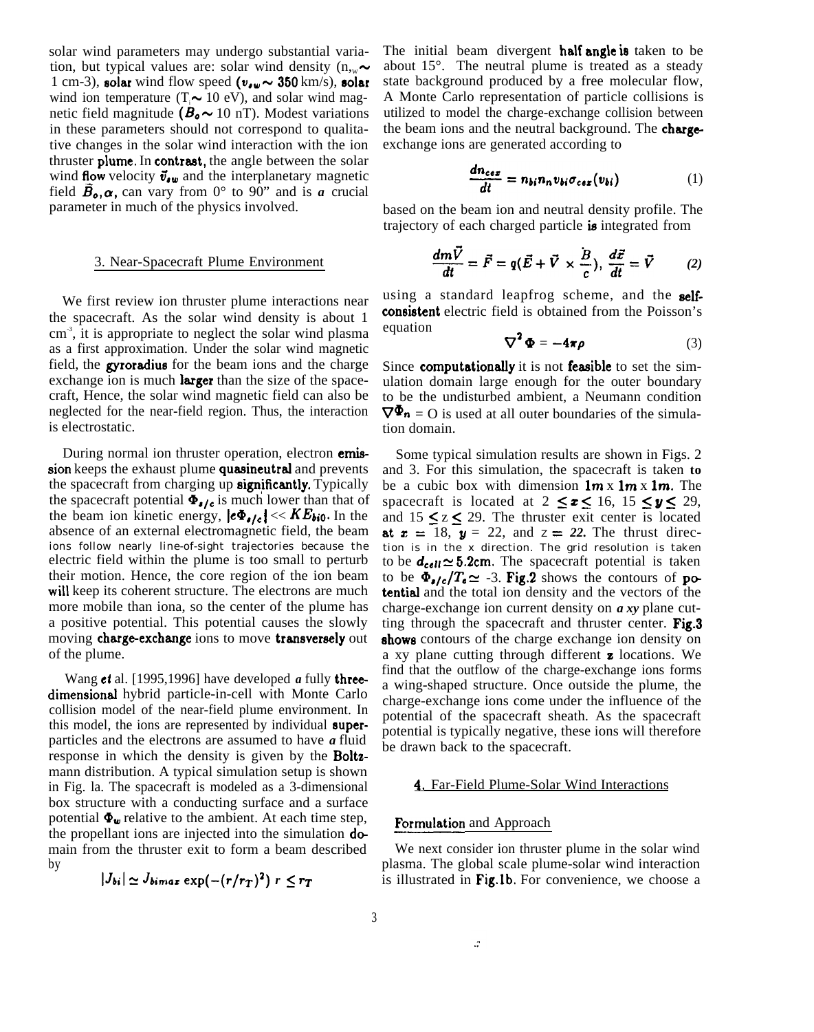solar wind parameters may undergo substantial variation, but typical values are: solar wind density ($n_{sw} \sim$ 1 cm-3), solar wind flow speed ($v_{sw} \sim 350$ km/s), solar wind ion temperature ($T_i \sim 10$ eV), and solar wind magnetic field magnitude ($B_o \sim 10$ nT). Modest variations in these parameters should not correspond to qualitative changes in the solar wind interaction with the ion thruster plume. In contrast, the angle between the solar wind flow velocity $\vec{v}_{sw}$ and the interplanetary magnetic field $\vec{B}_o, \alpha$, can vary from 0° to 90" and is *a* crucial parameter in much of the physics involved.

## 3. Near-Spacecraft Plume Environment

We first review ion thruster plume interactions near the spacecraft. As the solar wind density is about 1 $cm^{-3}$, it is appropriate to neglect the solar wind plasma as a first approximation. Under the solar wind magnetic field, the gyroradius for the beam ions and the charge exchange ion is much larger than the size of the spacecraft, Hence, the solar wind magnetic field can also be neglected for the near-field region. Thus, the interaction is electrostatic.

During normal ion thruster operation, electron emission keeps the exhaust plume quasineutral and prevents the spacecraft from charging up significantly. Typically the spacecraft potential $\Phi_{s/c}$ is much lower than that of the beam ion kinetic energy, $|e\Phi_{s/c}| << KE_{bi0}$. In the absence of an external electromagnetic field, the beam ions follow nearly line-of-sight trajectories because the electric field within the plume is too small to perturb their motion. Hence, the core region of the ion beam will keep its coherent structure. The electrons are much more mobile than iona, so the center of the plume has a positive potential. This potential causes the slowly moving charge-exchange ions to move transversely out of the plume.

Wang *et* al. [1995,1996] have developed *a* fully three-dimensional hybrid particle-in-cell with Monte Carlo collision model of the near-field plume environment. In this model, the ions are represented by individual super-particles and the electrons are assumed to have *a* fluid response in which the density is given by the Boltzmann distribution. A typical simulation setup is shown in Fig. la. The spacecraft is modeled as a 3-dimensional box structure with a conducting surface and a surface potential $\Phi_w$ relative to the ambient. At each time step, the propellant ions are injected into the simulation domain from the thruster exit to form a beam described by

$$|J_{bi}| \simeq J_{bimax} \exp(-(r/r_T)^2) \; r \leq r_T$$

The initial beam divergent half angle is taken to be about 15°. The neutral plume is treated as a steady state background produced by a free molecular flow, A Monte Carlo representation of particle collisions is utilized to model the charge-exchange collision between the beam ions and the neutral background. The charge-exchange ions are generated according to

$$\frac{dn_{cex}}{dt} = n_{bi} n_n v_{bi} \sigma_{cex}(v_{bi}) \quad (1)$$

based on the beam ion and neutral density profile. The trajectory of each charged particle is integrated from

$$\frac{dm\vec{V}}{dt} = \vec{F} = q(\vec{E} + \vec{V} \times \frac{\vec{B}}{c}), \; \frac{d\vec{x}}{dt} = \vec{V} \quad (2)$$

using a standard leapfrog scheme, and the self-consistent electric field is obtained from the Poisson's equation

$$\nabla^2 \Phi = -4\pi\rho \quad (3)$$

Since computationally it is not feasible to set the simulation domain large enough for the outer boundary to be the undisturbed ambient, a Neumann condition $\nabla\Phi_n = 0$ is used at all outer boundaries of the simulation domain.

Some typical simulation results are shown in Figs. 2 and 3. For this simulation, the spacecraft is taken to be a cubic box with dimension $1m$ x $1m$ x $1m$. The spacecraft is located at $2 \leq x \leq 16$, $15 \leq y \leq 29$, and $15 \leq z \leq 29$. The thruster exit center is located at $x = 18$, $y = 22$, and $z = 22$. The thrust direction is in the x direction. The grid resolution is taken to be $d_{cell} \simeq 5.2$cm. The spacecraft potential is taken to be $\Phi_{s/c}/T_e \simeq -3$. Fig.2 shows the contours of potential and the total ion density and the vectors of the charge-exchange ion current density on *a xy* plane cutting through the spacecraft and thruster center. Fig.3 shows contours of the charge exchange ion density on a xy plane cutting through different $z$ locations. We find that the outflow of the charge-exchange ions forms a wing-shaped structure. Once outside the plume, the charge-exchange ions come under the influence of the potential of the spacecraft sheath. As the spacecraft potential is typically negative, these ions will therefore be drawn back to the spacecraft.

## 4. Far-Field Plume-Solar Wind Interactions

### Formulation and Approach

We next consider ion thruster plume in the solar wind plasma. The global scale plume-solar wind interaction is illustrated in Fig.1b. For convenience, we choose a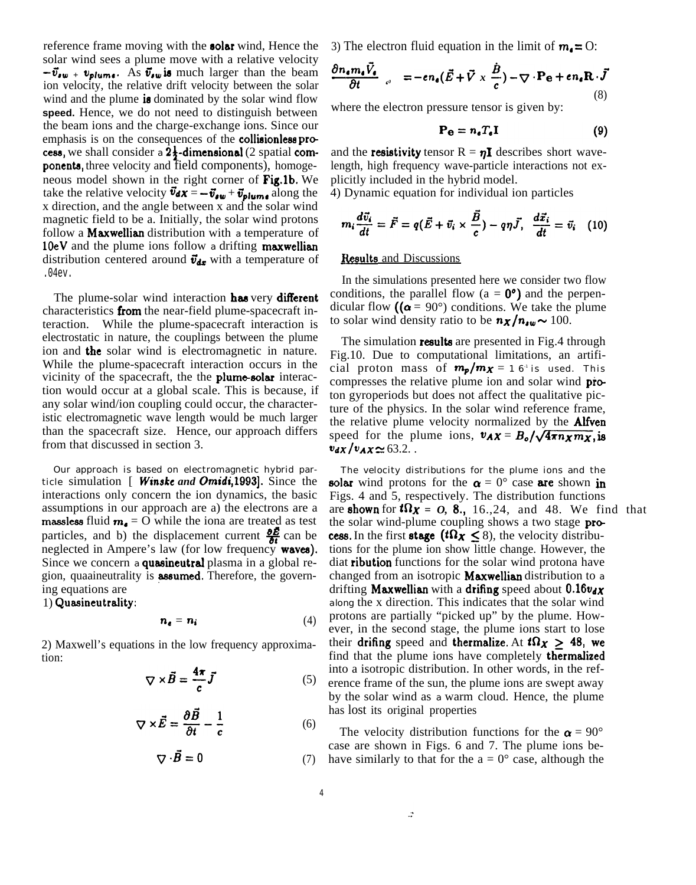reference frame moving with the solar wind, Hence the solar wind sees a plume move with a relative velocity $-\vec{v}_{sw} + v_{plume}$. As $\vec{v}_{sw}$ is much larger than the beam ion velocity, the relative drift velocity between the solar wind and the plume is dominated by the solar wind flow speed. Hence, we do not need to distinguish between the beam ions and the charge-exchange ions. Since our emphasis is on the consequences of the collisionless process, we shall consider a $2\frac{1}{2}$-dimensional (2 spatial components, three velocity and field components), homogeneous model shown in the right corner of Fig.1b. We take the relative velocity $\vec{v}_{dX} = -\vec{v}_{sw} + \vec{v}_{plume}$ along the x direction, and the angle between x and the solar wind magnetic field to be a. Initially, the solar wind protons follow a Maxwellian distribution with a temperature of 10eV and the plume ions follow a drifting maxwellian distribution centered around $\vec{v}_{dx}$ with a temperature of .04ev.

The plume-solar wind interaction has very different characteristics from the near-field plume-spacecraft interaction. While the plume-spacecraft interaction is electrostatic in nature, the couplings between the plume ion and the solar wind is electromagnetic in nature. While the plume-spacecraft interaction occurs in the vicinity of the spacecraft, the the plume-solar interaction would occur at a global scale. This is because, if any solar wind/ion coupling could occur, the characteristic electromagnetic wave length would be much larger than the spacecraft size. Hence, our approach differs from that discussed in section 3.

Our approach is based on electromagnetic hybrid particle simulation [ *Winske and Omidi*, 1993]. Since the interactions only concern the ion dynamics, the basic assumptions in our approach are a) the electrons are a massless fluid $m_e = 0$ while the iona are treated as test particles, and b) the displacement current $\frac{\partial \vec{E}}{\partial t}$ can be neglected in Ampere's law (for low frequency waves). Since we concern a quasineutral plasma in a global region, quaaineutrality is assumed. Therefore, the governing equations are

1) Quasineutrality:

$$n_e = n_i \tag{4}$$

2) Maxwell's equations in the low frequency approximation:

$$\nabla \times \vec{B} = \frac{4\pi}{c}\vec{J} \tag{5}$$

$$\nabla \times \vec{E} = \frac{\partial \vec{B}}{\partial t} - \frac{1}{c} \tag{6}$$

$$\nabla \cdot \vec{B} = 0 \tag{7}$$

3) The electron fluid equation in the limit of $m_e = 0$:

$$\frac{\partial n_e m_e \vec{V}_e}{\partial t} = -en_e(\vec{E} + \vec{V} \times \frac{\dot{B}}{c}) - \nabla \cdot \mathbf{P_e} + en_e \mathbf{R} \cdot \vec{J} \tag{8}$$

where the electron pressure tensor is given by:

$$\mathbf{P_e} = n_e T_e \mathbf{I} \tag{9}$$

and the resistivity tensor $R = \eta \mathbf{I}$ describes short wavelength, high frequency wave-particle interactions not explicitly included in the hybrid model.

4) Dynamic equation for individual ion particles

$$m_i \frac{d\vec{v}_i}{dt} = \vec{F} = q(\vec{E} + \vec{v}_i \times \frac{\vec{B}}{c}) - q\eta\vec{J}, \quad \frac{d\vec{x}_i}{dt} = \vec{v}_i \tag{10}$$

## Results and Discussions

In the simulations presented here we consider two flow conditions, the parallel flow (a = $0°$) and the perpendicular flow (($\alpha$ = 90°) conditions. We take the plume to solar wind density ratio to be $n_X/n_{sw} \sim 100$.

The simulation results are presented in Fig.4 through Fig.10. Due to computational limitations, an artificial proton mass of $m_p/m_X = 16^{-1}$ is used. This compresses the relative plume ion and solar wind proton gyroperiods but does not affect the qualitative picture of the physics. In the solar wind reference frame, the relative plume velocity normalized by the Alfven speed for the plume ions, $v_{AX} = B_o/\sqrt{4\pi n_X m_X}$, is $v_{dX}/v_{AX} \simeq 63.2$. .

The velocity distributions for the plume ions and the solar wind protons for the $\alpha = 0°$ case are shown in Figs. 4 and 5, respectively. The distribution functions are shown for $t\Omega_X = 0$, 8., 16.,24, and 48. We find that the solar wind-plume coupling shows a two stage process. In the first stage ($t\Omega_X \leq 8$), the velocity distributions for the plume ion show little change. However, the diat ribution functions for the solar wind protona have changed from an isotropic Maxwellian distribution to a drifting Maxwellian with a drifing speed about $0.16 v_{dX}$ along the x direction. This indicates that the solar wind protons are partially "picked up" by the plume. However, in the second stage, the plume ions start to lose their drifing speed and thermalize. At $t\Omega_X \geq 48$, we find that the plume ions have completely thermalized into a isotropic distribution. In other words, in the reference frame of the sun, the plume ions are swept away by the solar wind as a warm cloud. Hence, the plume has lost its original properties

The velocity distribution functions for the $\alpha = 90°$ case are shown in Figs. 6 and 7. The plume ions behave similarly to that for the a = 0° case, although the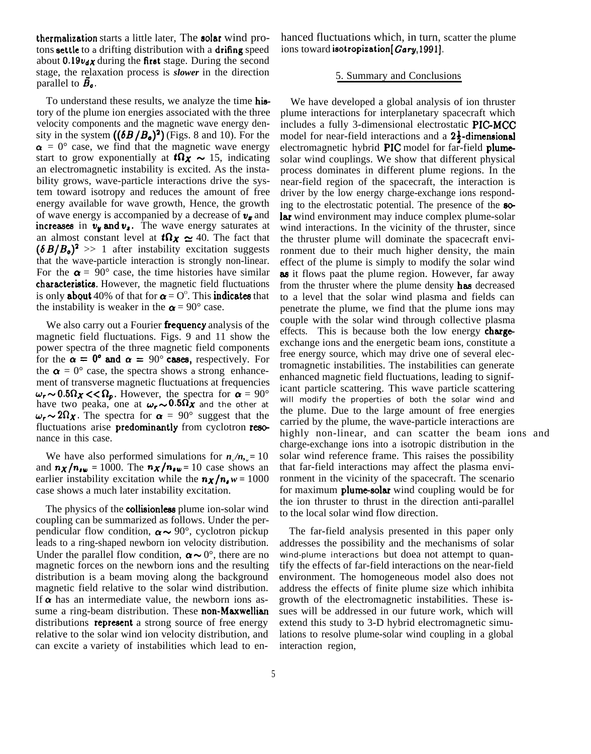thermalization starts a little later, The solar wind protons settle to a drifting distribution with a drifing speed about $0.19v_{dX}$ during the first stage. During the second stage, the relaxation process is ***slower*** in the direction parallel to $\bar{B}_o$.

To understand these results, we analyze the time history of the plume ion energies associated with the three velocity components and the magnetic wave energy density in the system $((\delta B/B_o)^2)$ (Figs. 8 and 10). For the $\alpha$ = 0° case, we find that the magnetic wave energy start to grow exponentially at $t\Omega_X \sim 15$, indicating an electromagnetic instability is excited. As the instability grows, wave-particle interactions drive the system toward isotropy and reduces the amount of free energy available for wave growth, Hence, the growth of wave energy is accompanied by a decrease of $v_x$ and increases in $v_y$ and $v_z$. The wave energy saturates at an almost constant level at $t\Omega_X \simeq 40$. The fact that $(\delta B/B_o)^2$ >> 1 after instability excitation suggests that the wave-particle interaction is strongly non-linear. For the $\alpha$ = 90° case, the time histories have similar characteristics. However, the magnetic field fluctuations is only about 40% of that for $\alpha$ = O°. This indicates that the instability is weaker in the $\alpha$ = 90° case.

We also carry out a Fourier frequency analysis of the magnetic field fluctuations. Figs. 9 and 11 show the power spectra of the three magnetic field components for the $\alpha = 0°$ and $\alpha$ = 90° cases, respectively. For the $\alpha$ = 0° case, the spectra shows a strong enhancement of transverse magnetic fluctuations at frequencies $\omega_r \sim 0.5\Omega_X << \Omega_p$. However, the spectra for $\alpha$ = 90° have two peaka, one at $\omega_r \sim 0.5\Omega_X$ and the other at $\omega_r \sim 2\Omega_X$. The spectra for $\alpha$ = 90° suggest that the fluctuations arise predominantly from cyclotron resonance in this case.

We have also performed simulations for $n_x/n_{sw}$ = 10 and $n_X/n_{sw}$ = 1000. The $n_X/n_{sw}$ = 10 case shows an earlier instability excitation while the $n_X/n_{sw}$ = 1000 case shows a much later instability excitation.

The physics of the collisionless plume ion-solar wind coupling can be summarized as follows. Under the perpendicular flow condition, $\alpha \sim$ 90°, cyclotron pickup leads to a ring-shaped newborn ion velocity distribution. Under the parallel flow condition, $\alpha \sim$ 0°, there are no magnetic forces on the newborn ions and the resulting distribution is a beam moving along the background magnetic field relative to the solar wind distribution. If $\alpha$ has an intermediate value, the newborn ions assume a ring-beam distribution. These non-Maxwellian distributions represent a strong source of free energy relative to the solar wind ion velocity distribution, and can excite a variety of instabilities which lead to enhanced fluctuations which, in turn, scatter the plume ions toward isotropization[*Gary*,1991].

## 5. Summary and Conclusions

We have developed a global analysis of ion thruster plume interactions for interplanetary spacecraft which includes a fully 3-dimensional electrostatic PIC-MCC model for near-field interactions and a $2\frac{1}{2}$-dimensional electromagnetic hybrid PIC model for far-field plume-solar wind couplings. We show that different physical process dominates in different plume regions. In the near-field region of the spacecraft, the interaction is driver by the low energy charge-exchange ions responding to the electrostatic potential. The presence of the solar wind environment may induce complex plume-solar wind interactions. In the vicinity of the thruster, since the thruster plume will dominate the spacecraft environment due to their much higher density, the main effect of the plume is simply to modify the solar wind as it flows paat the plume region. However, far away from the thruster where the plume density has decreased to a level that the solar wind plasma and fields can penetrate the plume, we find that the plume ions may couple with the solar wind through collective plasma effects. This is because both the low energy charge-exchange ions and the energetic beam ions, constitute a free energy source, which may drive one of several electromagnetic instabilities. The instabilities can generate enhanced magnetic field fluctuations, leading to significant particle scattering. This wave particle scattering will modify the properties of both the solar wind and the plume. Due to the large amount of free energies carried by the plume, the wave-particle interactions are highly non-linear, and can scatter the beam ions and charge-exchange ions into a isotropic distribution in the solar wind reference frame. This raises the possibility that far-field interactions may affect the plasma environment in the vicinity of the spacecraft. The scenario for maximum plume-solar wind coupling would be for the ion thruster to thrust in the direction anti-parallel to the local solar wind flow direction.

The far-field analysis presented in this paper only addresses the possibility and the mechanisms of solar wind-plume interactions but doea not attempt to quantify the effects of far-field interactions on the near-field environment. The homogeneous model also does not address the effects of finite plume size which inhibita growth of the electromagnetic instabilities. These issues will be addressed in our future work, which will extend this study to 3-D hybrid electromagnetic simulations to resolve plume-solar wind coupling in a global interaction region,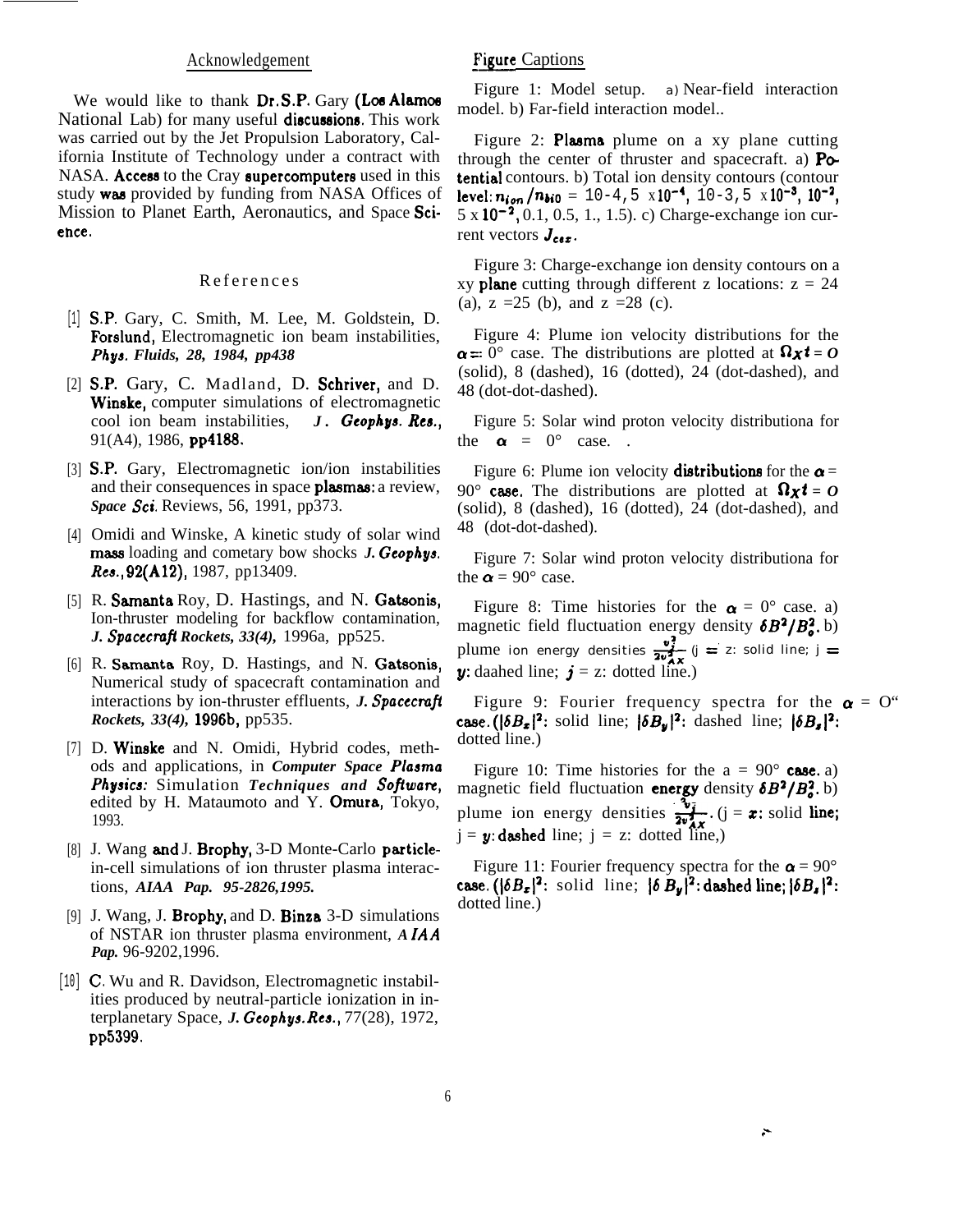## Acknowledgement

We would like to thank Dr. S.P. Gary (Los Alamos National Lab) for many useful discussions. This work was carried out by the Jet Propulsion Laboratory, California Institute of Technology under a contract with NASA. Access to the Cray supercomputers used in this study was provided by funding from NASA Offices of Mission to Planet Earth, Aeronautics, and Space Science.

## References

[1] S.P. Gary, C. Smith, M. Lee, M. Goldstein, D. Forslund, Electromagnetic ion beam instabilities, *Phys. Fluids, 28, 1984, pp438*

[2] S.P. Gary, C. Madland, D. Schriver, and D. Winske, computer simulations of electromagnetic cool ion beam instabilities, *J. Geophys. Res.*, 91(A4), 1986, pp4188.

[3] S.P. Gary, Electromagnetic ion/ion instabilities and their consequences in space plasmas: a review, *Space Sci.* Reviews, 56, 1991, pp373.

[4] Omidi and Winske, A kinetic study of solar wind mass loading and cometary bow shocks *J. Geophys. Res.*, 92(A12), 1987, pp13409.

[5] R. Samanta Roy, D. Hastings, and N. Gatsonis, Ion-thruster modeling for backflow contamination, *J. Spacecraft Rockets, 33(4),* 1996a, pp525.

[6] R. Samanta Roy, D. Hastings, and N. Gatsonis, Numerical study of spacecraft contamination and interactions by ion-thruster effluents, *J. Spacecraft Rockets, 33(4),* 1996b, pp535.

[7] D. Winske and N. Omidi, Hybrid codes, methods and applications, in *Computer Space Plasma Physics: Simulation Techniques and Software*, edited by H. Mataumoto and Y. Omura, Tokyo, 1993.

[8] J. Wang and J. Brophy, 3-D Monte-Carlo particle-in-cell simulations of ion thruster plasma interactions, *AIAA Pap. 95-2826,1995.*

[9] J. Wang, J. Brophy, and D. Binza 3-D simulations of NSTAR ion thruster plasma environment, *AIAA Pap.* 96-9202,1996.

[10] C. Wu and R. Davidson, Electromagnetic instabilities produced by neutral-particle ionization in interplanetary Space, *J. Geophys. Res.*, 77(28), 1972, pp5399.

## Figure Captions

Figure 1: Model setup. a) Near-field interaction model. b) Far-field interaction model..

Figure 2: Plasma plume on a xy plane cutting through the center of thruster and spacecraft. a) Potential contours. b) Total ion density contours (contour level: $n_{ion}/n_{bi0}$ = 10-4, 5 x $10^{-4}$, 10-3, 5 x $10^{-3}$, $10^{-2}$, 5 x $10^{-2}$, 0.1, 0.5, 1., 1.5). c) Charge-exchange ion current vectors $J_{cex}$.

Figure 3: Charge-exchange ion density contours on a xy plane cutting through different z locations: z = 24 (a), z =25 (b), and z =28 (c).

Figure 4: Plume ion velocity distributions for the $\alpha = 0°$ case. The distributions are plotted at $\Omega_X t = 0$ (solid), 8 (dashed), 16 (dotted), 24 (dot-dashed), and 48 (dot-dot-dashed).

Figure 5: Solar wind proton velocity distributiona for the $\alpha = 0°$ case. .

Figure 6: Plume ion velocity distributions for the $\alpha$ = 90° case. The distributions are plotted at $\Omega_X t = 0$ (solid), 8 (dashed), 16 (dotted), 24 (dot-dashed), and 48 (dot-dot-dashed).

Figure 7: Solar wind proton velocity distributiona for the $\alpha$ = 90° case.

Figure 8: Time histories for the $\alpha$ = 0° case. a) magnetic field fluctuation energy density $\delta B^2/B_o^2$. b) plume ion energy densities $\frac{v_j^2}{2v_{AX}^2}$ (j = z: solid line; j = $y$: daahed line; $j$ = z: dotted line.)

Figure 9: Fourier frequency spectra for the $\alpha$ = O" case. ($|\delta B_x|^2$: solid line; $|\delta B_y|^2$: dashed line; $|\delta B_z|^2$: dotted line.)

Figure 10: Time histories for the a = 90° case. a) magnetic field fluctuation energy density $\delta B^2/B_o^2$. b) plume ion energy densities $\frac{v_j^2}{2v_{AX}^2}$. (j = $x$: solid line; j = $y$: dashed line; j = z: dotted line,)

Figure 11: Fourier frequency spectra for the $\alpha$ = 90° case. ($|\delta B_x|^2$: solid line; $|\delta B_y|^2$: dashed line; $|\delta B_z|^2$: dotted line.)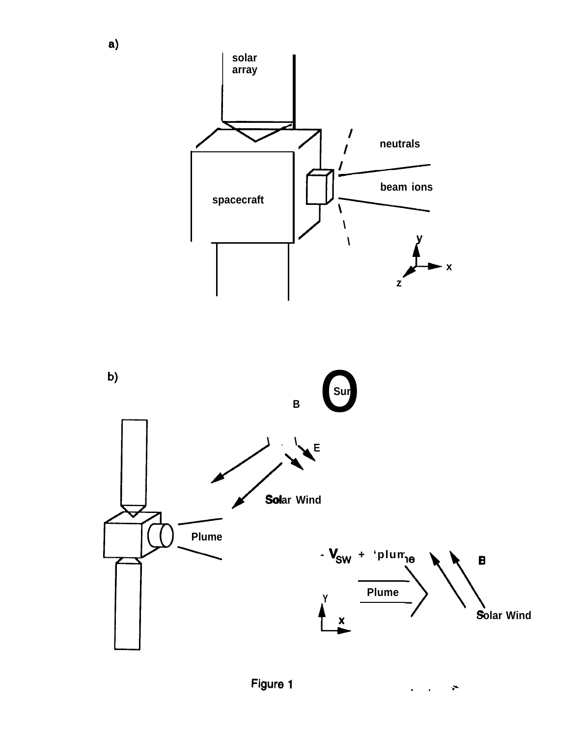Figure 1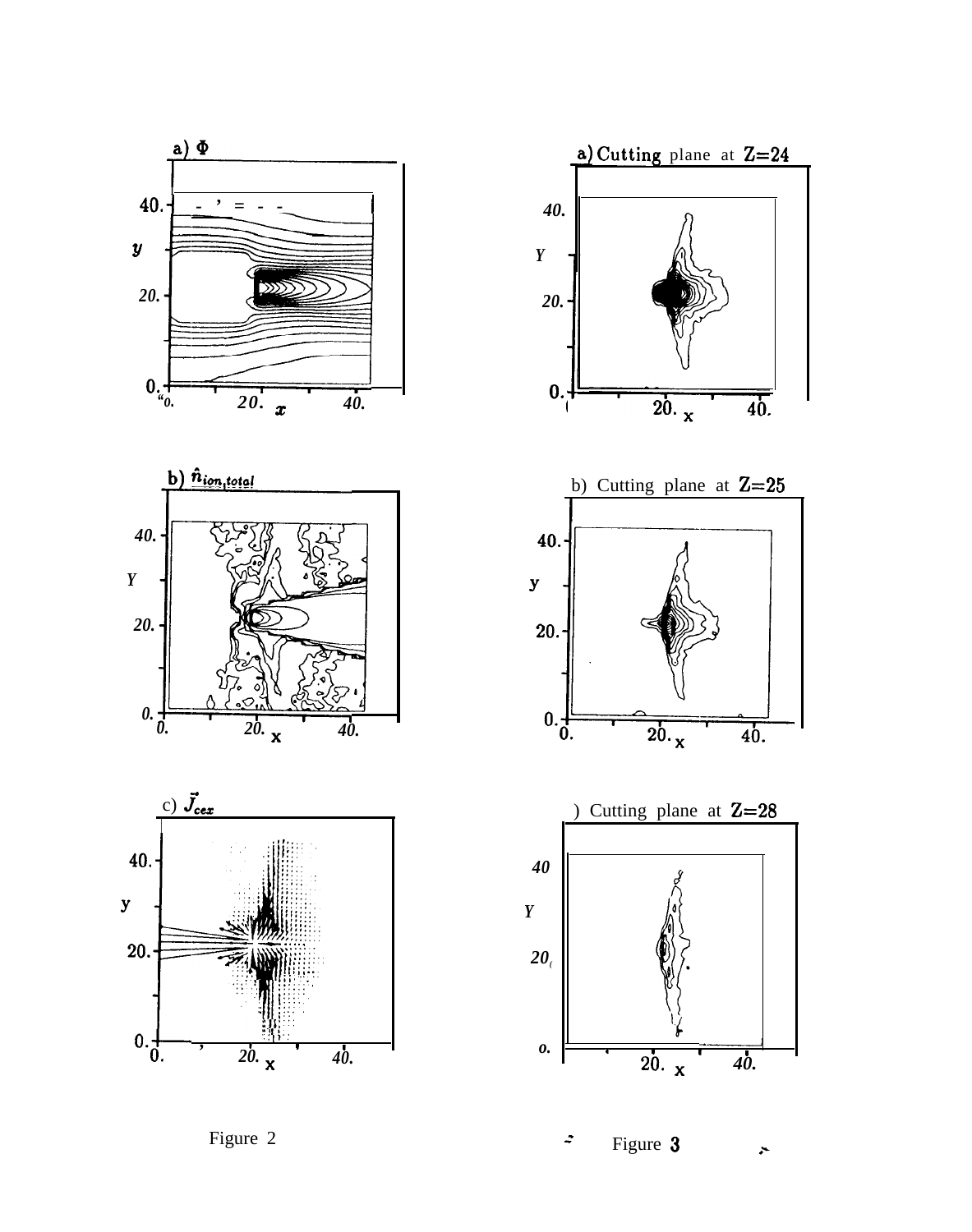a) $\Phi$

b) $\hat{n}_{ion,total}$

c) $\vec{J}_{cex}$

Figure 2

a) Cutting plane at Z=24

b) Cutting plane at Z=25

) Cutting plane at Z=28

Figure 3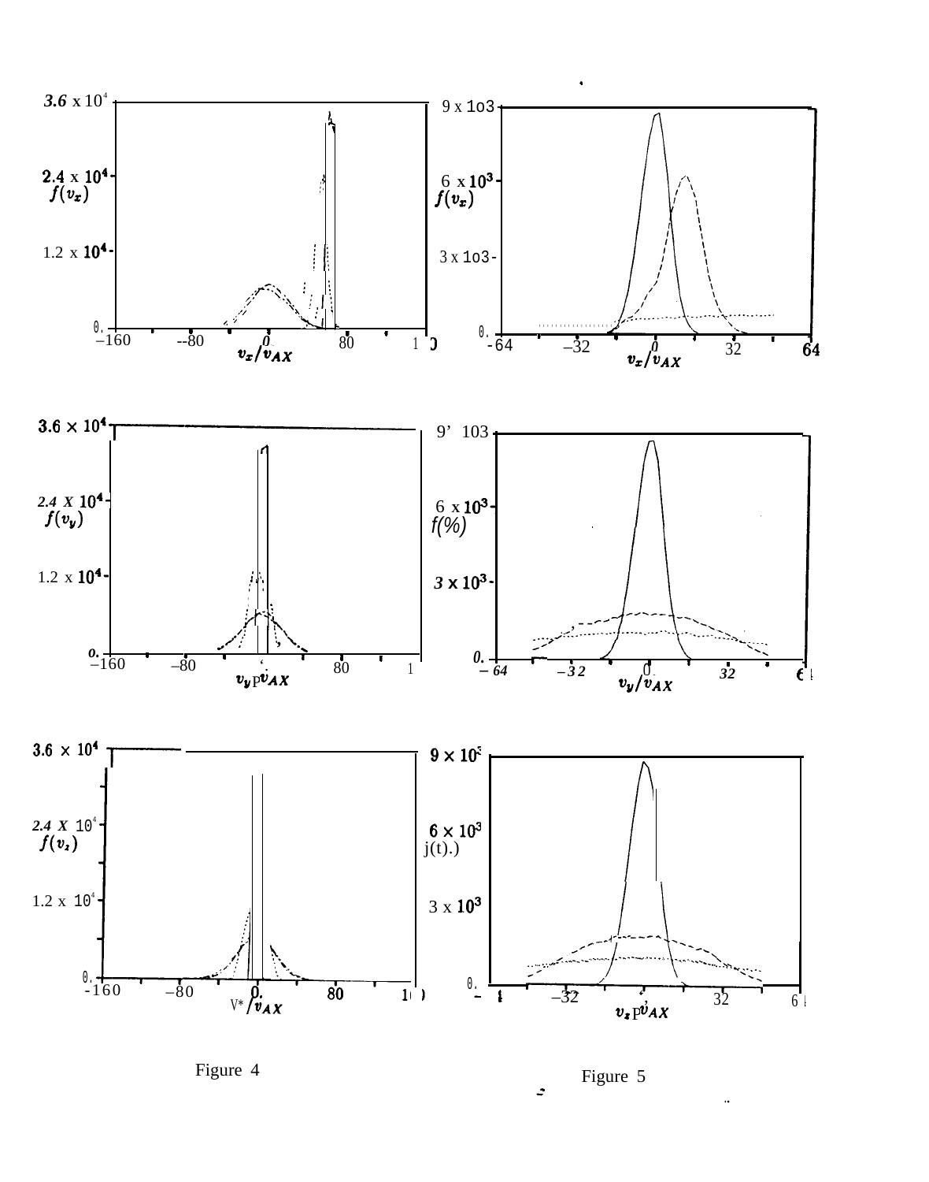Figure 4

Figure 5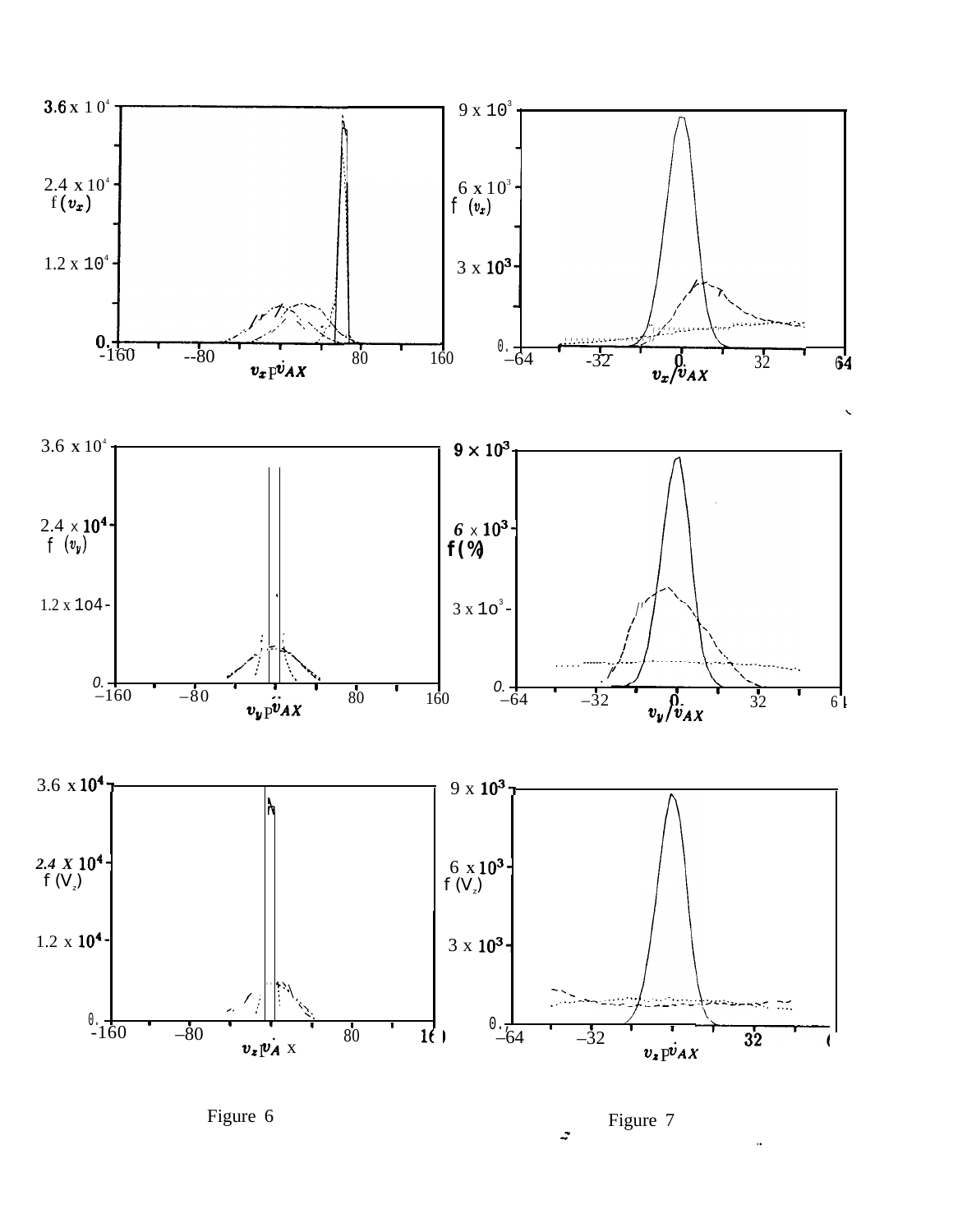Figure 6

Figure 7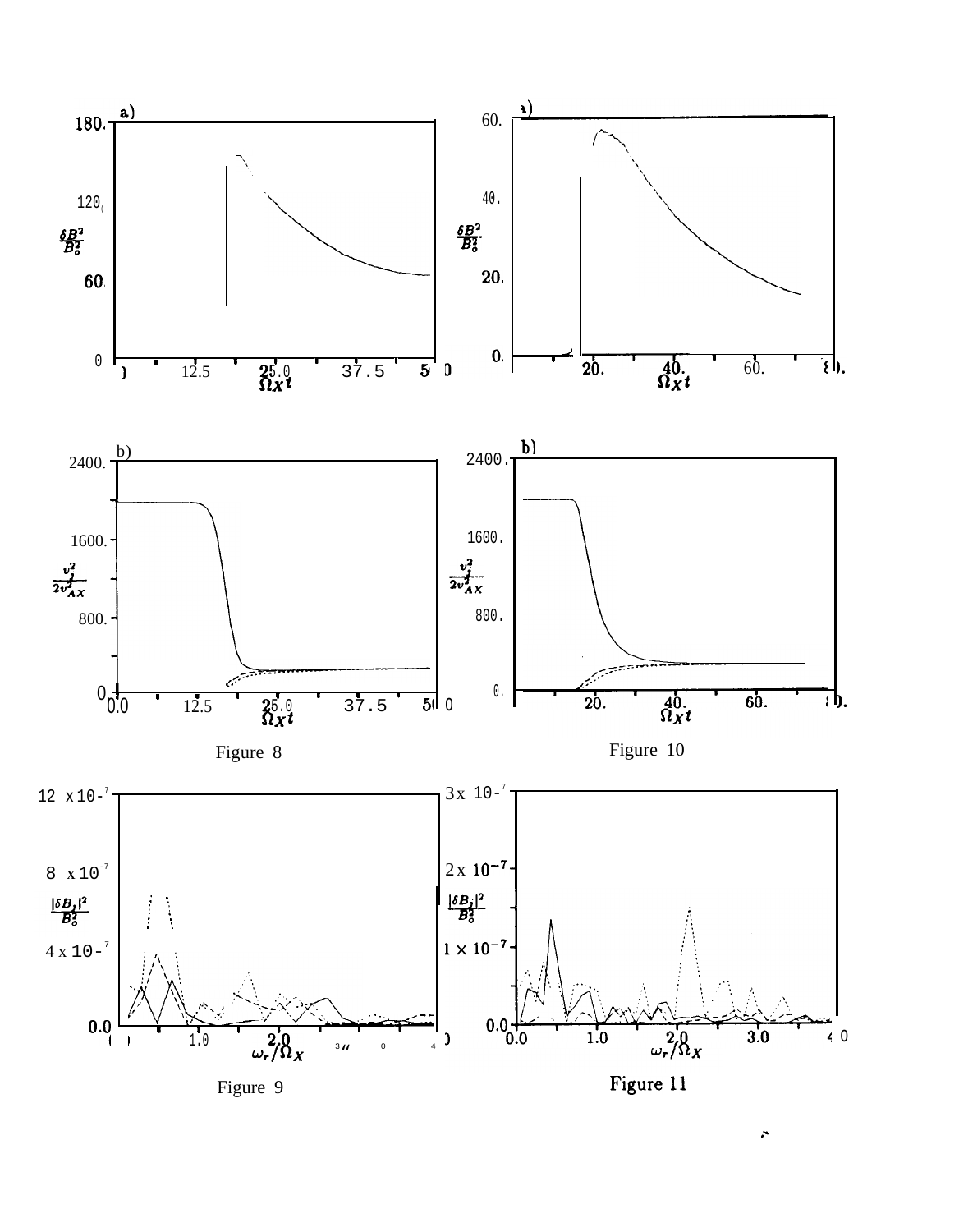a)

180.

120.

$\frac{\delta B^2}{B_o^2}$

60.

0

12.5 25.0 37.5 50

$\Omega_X t$

a)

60.

40.

$\frac{\delta B^2}{B_o^2}$

20.

0.

20. 40. 60. 80.

$\Omega_X t$

b)

2400.

1600.

$\frac{v_j^2}{2v_{AX}^2}$

800.

0

0.0 12.5 25.0 37.5 50.0

$\Omega_X t$

Figure 8

b)

2400.

1600.

$\frac{v_j^2}{2v_{AX}^2}$

800.

0.

20. 40. 60. 80.

$\Omega_X t$

Figure 10

12 x $10^{-7}$

8 x $10^{-7}$

$\frac{|\delta B_j|^2}{B_o^2}$

4 x $10^{-7}$

0.0

1.0 2.0 3.0 4.0

$\omega_r/\Omega_X$

Figure 9

3 x $10^{-7}$

2 x $10^{-7}$

$\frac{|\delta B_j|^2}{B_o^2}$

1 x $10^{-7}$

0.0

0.0 1.0 2.0 3.0 4.0

$\omega_r/\Omega_X$

Figure 11